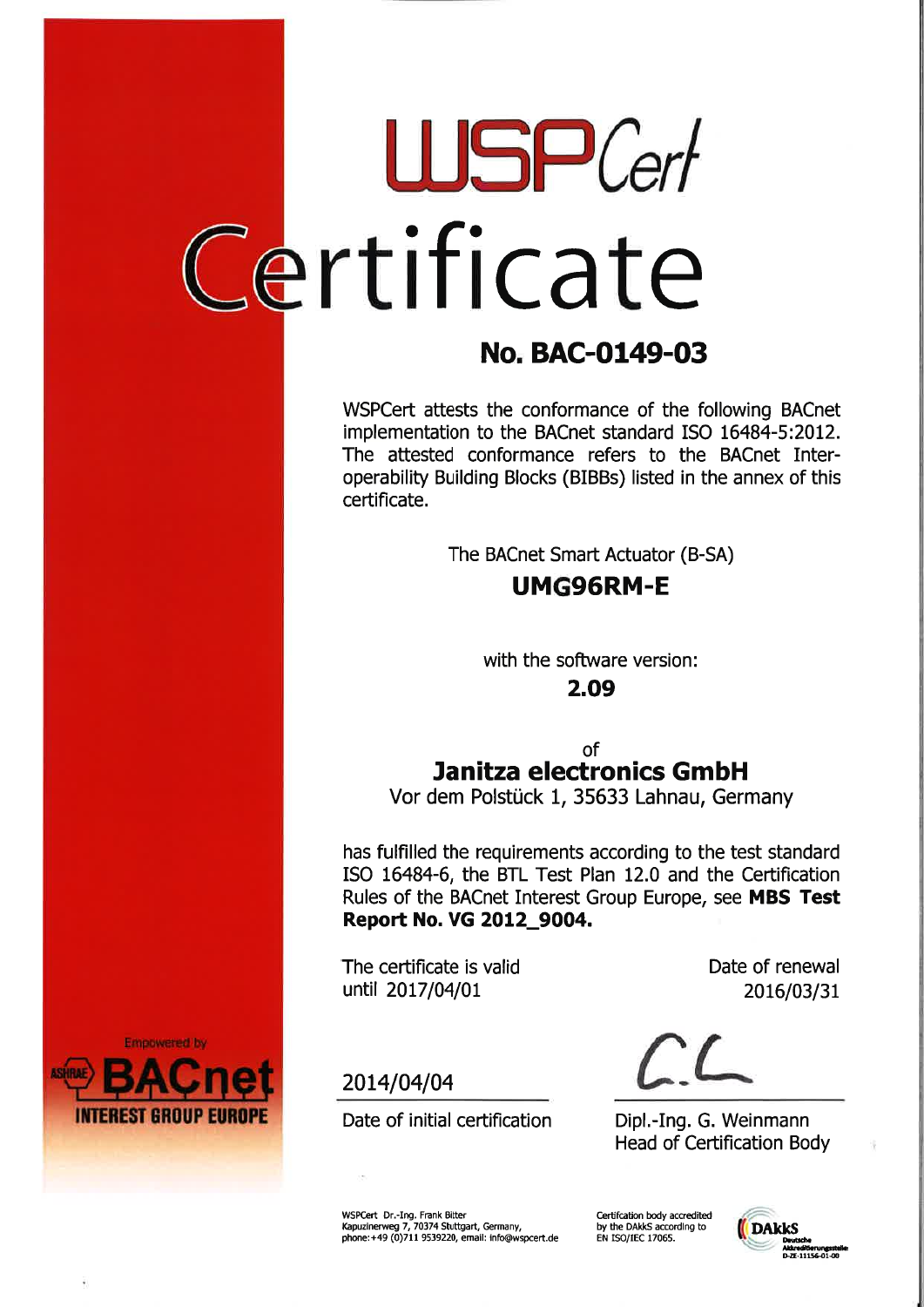# WSPCert

# Certificate

## No. BAC-0149-03

WSPCert attests the conformance of the following BACnet implementation to the BACnet standard ISO 16484-5:2012. The attested conformance refers to the BACnet Interoperability Building Blocks (BIBBs) listed in the annex of this certificate.

The BACnet Smart Actuator (B-SA)

**UMG96RM-E**

with the software version:

**2.09**

of

**Janitza electronics GmbH**

Vor dem Polstück 1, 35633 Lahnau, Germany

has fulfilled the requirements according to the test standard ISO 16484-6, the BTL Test Plan 12.0 and the Certification Rules of the BACnet Interest Group Europe, see **MBS Test Report No. VG 2012_9004.**

The certificate is valid until 2017/04/01

Date of renewal 2016/03/31

2014/04/04

Date of initial certification

Dipl.-Ing. G. Weinmann
Head of Certification Body

Empowered by ASHRAE BACnet INTEREST GROUP EUROPE

WSPCert Dr.-Ing. Frank Bitter
Kapuzinerweg 7, 70374 Stuttgart, Germany,
phone: +49 (0)711 9539220, email: info@wspcert.de

Certifcation body accredited by the DAkkS according to EN ISO/IEC 17065.

DAkkS Deutsche Akkreditierungsstelle D-ZE-11156-01-00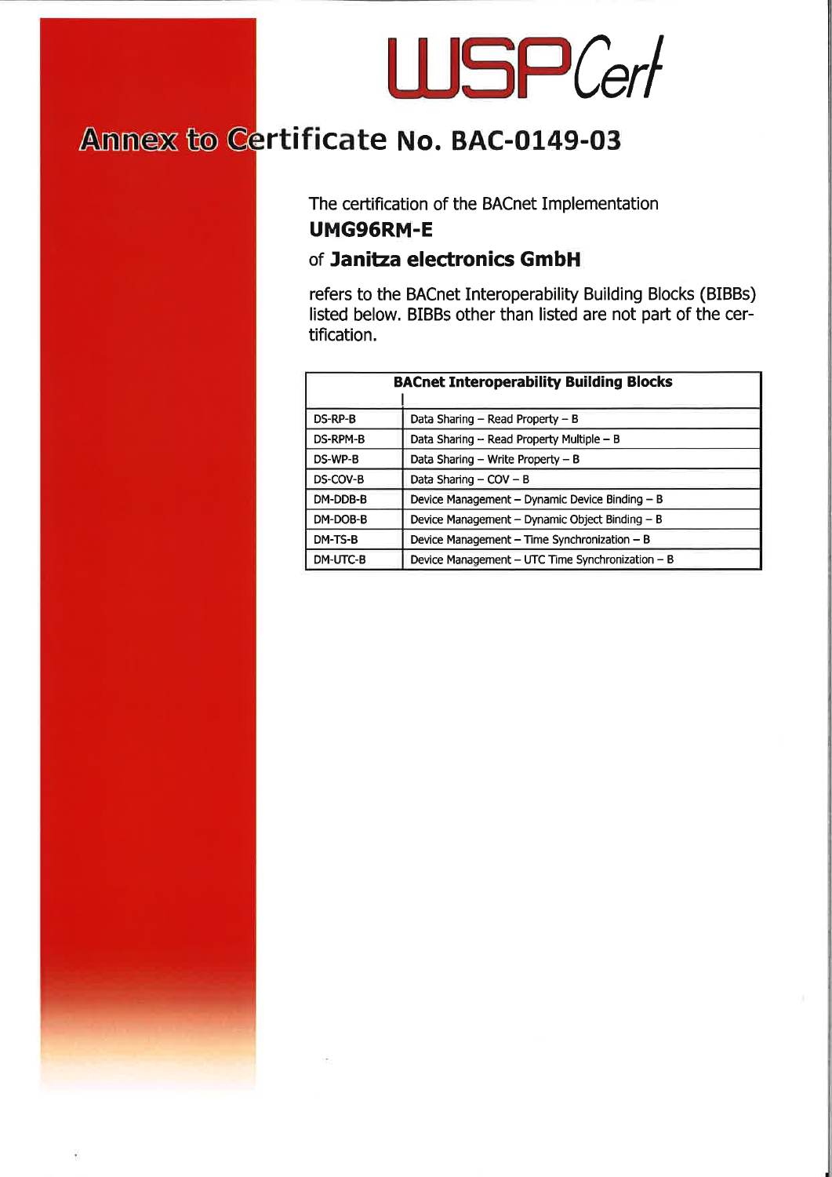WSPCert

# Annex to Certificate No. BAC-0149-03

The certification of the BACnet Implementation

**UMG96RM-E**

of **Janitza electronics GmbH**

refers to the BACnet Interoperability Building Blocks (BIBBs) listed below. BIBBs other than listed are not part of the certification.

| BACnet Interoperability Building Blocks | |
|---|---|
| DS-RP-B | Data Sharing – Read Property – B |
| DS-RPM-B | Data Sharing – Read Property Multiple – B |
| DS-WP-B | Data Sharing – Write Property – B |
| DS-COV-B | Data Sharing – COV – B |
| DM-DDB-B | Device Management – Dynamic Device Binding – B |
| DM-DOB-B | Device Management – Dynamic Object Binding – B |
| DM-TS-B | Device Management – Time Synchronization – B |
| DM-UTC-B | Device Management – UTC Time Synchronization – B |